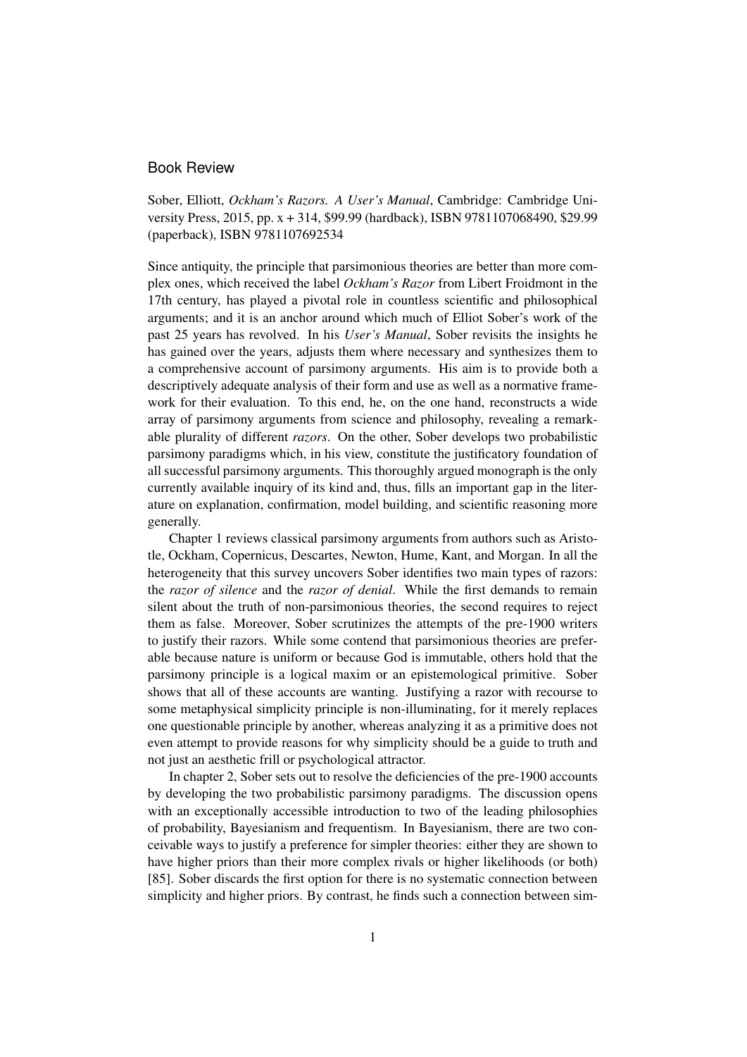## Book Review

Sober, Elliott, *Ockham's Razors. A User's Manual*, Cambridge: Cambridge University Press, 2015, pp. x + 314, $99.99 (hardback), ISBN 9781107068490, $29.99 (paperback), ISBN 9781107692534

Since antiquity, the principle that parsimonious theories are better than more complex ones, which received the label *Ockham's Razor* from Libert Froidmont in the 17th century, has played a pivotal role in countless scientific and philosophical arguments; and it is an anchor around which much of Elliot Sober's work of the past 25 years has revolved. In his *User's Manual*, Sober revisits the insights he has gained over the years, adjusts them where necessary and synthesizes them to a comprehensive account of parsimony arguments. His aim is to provide both a descriptively adequate analysis of their form and use as well as a normative framework for their evaluation. To this end, he, on the one hand, reconstructs a wide array of parsimony arguments from science and philosophy, revealing a remarkable plurality of different *razors*. On the other, Sober develops two probabilistic parsimony paradigms which, in his view, constitute the justificatory foundation of all successful parsimony arguments. This thoroughly argued monograph is the only currently available inquiry of its kind and, thus, fills an important gap in the literature on explanation, confirmation, model building, and scientific reasoning more generally.

Chapter 1 reviews classical parsimony arguments from authors such as Aristotle, Ockham, Copernicus, Descartes, Newton, Hume, Kant, and Morgan. In all the heterogeneity that this survey uncovers Sober identifies two main types of razors: the *razor of silence* and the *razor of denial*. While the first demands to remain silent about the truth of non-parsimonious theories, the second requires to reject them as false. Moreover, Sober scrutinizes the attempts of the pre-1900 writers to justify their razors. While some contend that parsimonious theories are preferable because nature is uniform or because God is immutable, others hold that the parsimony principle is a logical maxim or an epistemological primitive. Sober shows that all of these accounts are wanting. Justifying a razor with recourse to some metaphysical simplicity principle is non-illuminating, for it merely replaces one questionable principle by another, whereas analyzing it as a primitive does not even attempt to provide reasons for why simplicity should be a guide to truth and not just an aesthetic frill or psychological attractor.

In chapter 2, Sober sets out to resolve the deficiencies of the pre-1900 accounts by developing the two probabilistic parsimony paradigms. The discussion opens with an exceptionally accessible introduction to two of the leading philosophies of probability, Bayesianism and frequentism. In Bayesianism, there are two conceivable ways to justify a preference for simpler theories: either they are shown to have higher priors than their more complex rivals or higher likelihoods (or both) [85]. Sober discards the first option for there is no systematic connection between simplicity and higher priors. By contrast, he finds such a connection between sim-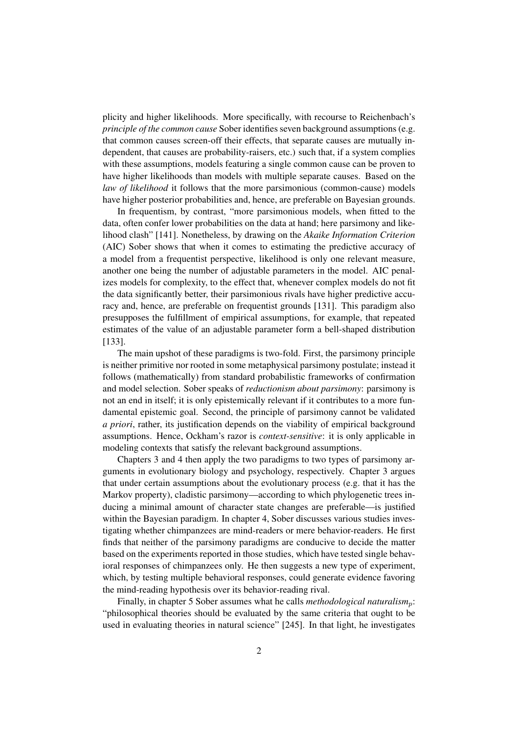plicity and higher likelihoods. More specifically, with recourse to Reichenbach's *principle of the common cause* Sober identifies seven background assumptions (e.g. that common causes screen-off their effects, that separate causes are mutually independent, that causes are probability-raisers, etc.) such that, if a system complies with these assumptions, models featuring a single common cause can be proven to have higher likelihoods than models with multiple separate causes. Based on the *law of likelihood* it follows that the more parsimonious (common-cause) models have higher posterior probabilities and, hence, are preferable on Bayesian grounds.

In frequentism, by contrast, "more parsimonious models, when fitted to the data, often confer lower probabilities on the data at hand; here parsimony and likelihood clash" [141]. Nonetheless, by drawing on the *Akaike Information Criterion* (AIC) Sober shows that when it comes to estimating the predictive accuracy of a model from a frequentist perspective, likelihood is only one relevant measure, another one being the number of adjustable parameters in the model. AIC penalizes models for complexity, to the effect that, whenever complex models do not fit the data significantly better, their parsimonious rivals have higher predictive accuracy and, hence, are preferable on frequentist grounds [131]. This paradigm also presupposes the fulfillment of empirical assumptions, for example, that repeated estimates of the value of an adjustable parameter form a bell-shaped distribution [133].

The main upshot of these paradigms is two-fold. First, the parsimony principle is neither primitive nor rooted in some metaphysical parsimony postulate; instead it follows (mathematically) from standard probabilistic frameworks of confirmation and model selection. Sober speaks of *reductionism about parsimony*: parsimony is not an end in itself; it is only epistemically relevant if it contributes to a more fundamental epistemic goal. Second, the principle of parsimony cannot be validated *a priori*, rather, its justification depends on the viability of empirical background assumptions. Hence, Ockham's razor is *context-sensitive*: it is only applicable in modeling contexts that satisfy the relevant background assumptions.

Chapters 3 and 4 then apply the two paradigms to two types of parsimony arguments in evolutionary biology and psychology, respectively. Chapter 3 argues that under certain assumptions about the evolutionary process (e.g. that it has the Markov property), cladistic parsimony—according to which phylogenetic trees inducing a minimal amount of character state changes are preferable—is justified within the Bayesian paradigm. In chapter 4, Sober discusses various studies investigating whether chimpanzees are mind-readers or mere behavior-readers. He first finds that neither of the parsimony paradigms are conducive to decide the matter based on the experiments reported in those studies, which have tested single behavioral responses of chimpanzees only. He then suggests a new type of experiment, which, by testing multiple behavioral responses, could generate evidence favoring the mind-reading hypothesis over its behavior-reading rival.

Finally, in chapter 5 Sober assumes what he calls *methodological naturalism*$_p$: "philosophical theories should be evaluated by the same criteria that ought to be used in evaluating theories in natural science" [245]. In that light, he investigates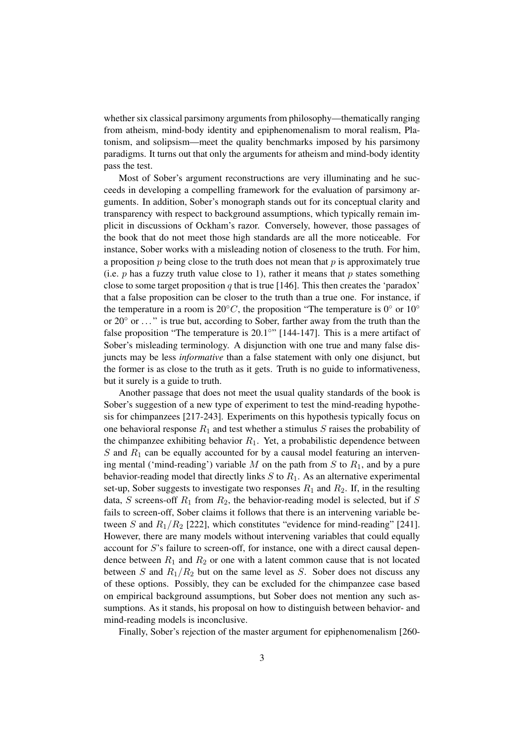whether six classical parsimony arguments from philosophy—thematically ranging from atheism, mind-body identity and epiphenomenalism to moral realism, Platonism, and solipsism—meet the quality benchmarks imposed by his parsimony paradigms. It turns out that only the arguments for atheism and mind-body identity pass the test.

Most of Sober's argument reconstructions are very illuminating and he succeeds in developing a compelling framework for the evaluation of parsimony arguments. In addition, Sober's monograph stands out for its conceptual clarity and transparency with respect to background assumptions, which typically remain implicit in discussions of Ockham's razor. Conversely, however, those passages of the book that do not meet those high standards are all the more noticeable. For instance, Sober works with a misleading notion of closeness to the truth. For him, a proposition $p$ being close to the truth does not mean that $p$ is approximately true (i.e. $p$ has a fuzzy truth value close to 1), rather it means that $p$ states something close to some target proposition $q$ that is true [146]. This then creates the 'paradox' that a false proposition can be closer to the truth than a true one. For instance, if the temperature in a room is $20°C$, the proposition "The temperature is $0°$ or $10°$ or $20°$ or …" is true but, according to Sober, farther away from the truth than the false proposition "The temperature is $20.1°$" [144-147]. This is a mere artifact of Sober's misleading terminology. A disjunction with one true and many false disjuncts may be less *informative* than a false statement with only one disjunct, but the former is as close to the truth as it gets. Truth is no guide to informativeness, but it surely is a guide to truth.

Another passage that does not meet the usual quality standards of the book is Sober's suggestion of a new type of experiment to test the mind-reading hypothesis for chimpanzees [217-243]. Experiments on this hypothesis typically focus on one behavioral response $R_1$ and test whether a stimulus $S$ raises the probability of the chimpanzee exhibiting behavior $R_1$. Yet, a probabilistic dependence between $S$ and $R_1$ can be equally accounted for by a causal model featuring an intervening mental ('mind-reading') variable $M$ on the path from $S$ to $R_1$, and by a pure behavior-reading model that directly links $S$ to $R_1$. As an alternative experimental set-up, Sober suggests to investigate two responses $R_1$ and $R_2$. If, in the resulting data, $S$ screens-off $R_1$ from $R_2$, the behavior-reading model is selected, but if $S$ fails to screen-off, Sober claims it follows that there is an intervening variable between $S$ and $R_1/R_2$ [222], which constitutes "evidence for mind-reading" [241]. However, there are many models without intervening variables that could equally account for $S$'s failure to screen-off, for instance, one with a direct causal dependence between $R_1$ and $R_2$ or one with a latent common cause that is not located between $S$ and $R_1/R_2$ but on the same level as $S$. Sober does not discuss any of these options. Possibly, they can be excluded for the chimpanzee case based on empirical background assumptions, but Sober does not mention any such assumptions. As it stands, his proposal on how to distinguish between behavior- and mind-reading models is inconclusive.

Finally, Sober's rejection of the master argument for epiphenomenalism [260-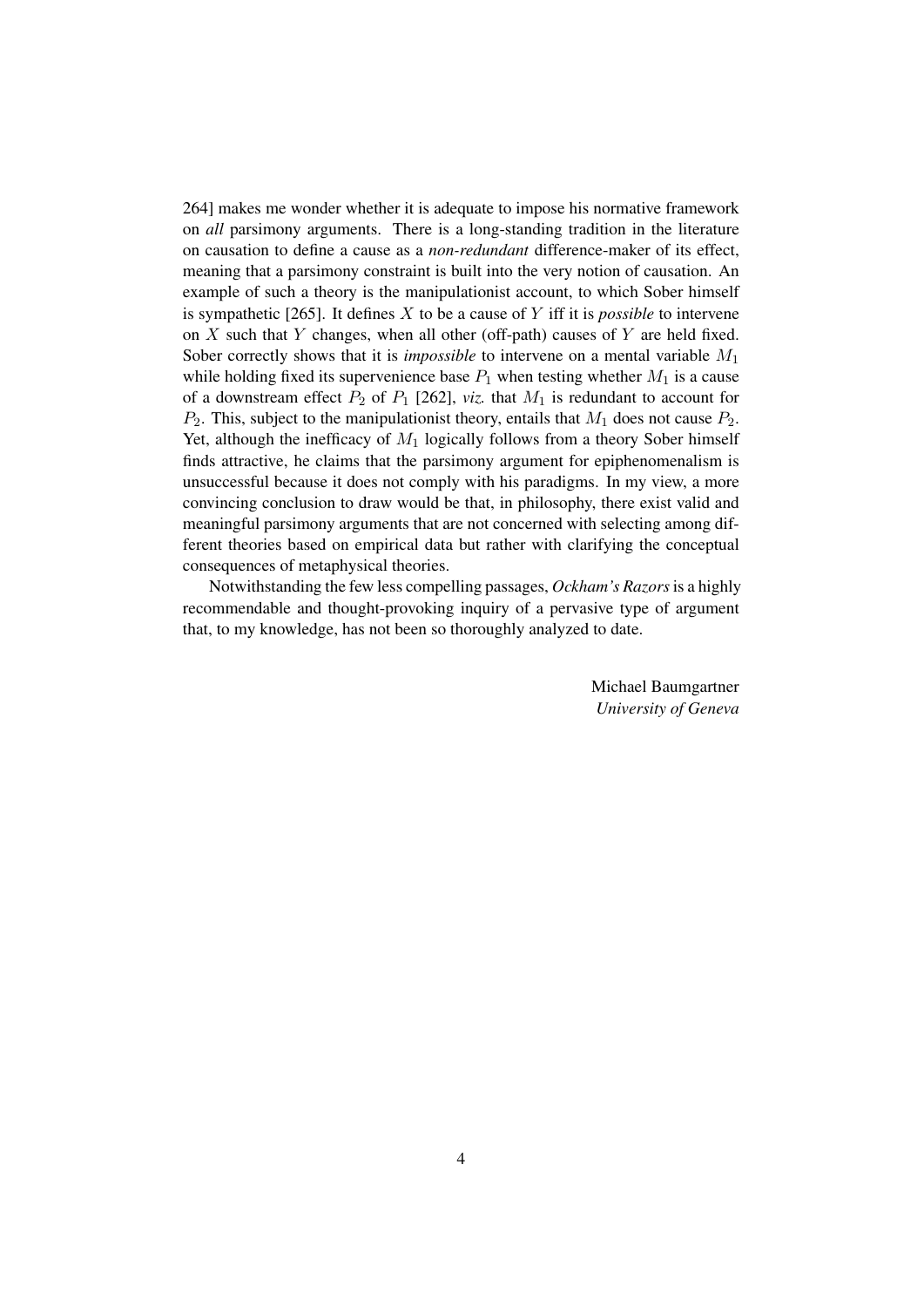264] makes me wonder whether it is adequate to impose his normative framework on *all* parsimony arguments. There is a long-standing tradition in the literature on causation to define a cause as a *non-redundant* difference-maker of its effect, meaning that a parsimony constraint is built into the very notion of causation. An example of such a theory is the manipulationist account, to which Sober himself is sympathetic [265]. It defines $X$ to be a cause of $Y$ iff it is *possible* to intervene on $X$ such that $Y$ changes, when all other (off-path) causes of $Y$ are held fixed. Sober correctly shows that it is *impossible* to intervene on a mental variable $M_1$ while holding fixed its supervenience base $P_1$ when testing whether $M_1$ is a cause of a downstream effect $P_2$ of $P_1$ [262], *viz.* that $M_1$ is redundant to account for $P_2$. This, subject to the manipulationist theory, entails that $M_1$ does not cause $P_2$. Yet, although the inefficacy of $M_1$ logically follows from a theory Sober himself finds attractive, he claims that the parsimony argument for epiphenomenalism is unsuccessful because it does not comply with his paradigms. In my view, a more convincing conclusion to draw would be that, in philosophy, there exist valid and meaningful parsimony arguments that are not concerned with selecting among different theories based on empirical data but rather with clarifying the conceptual consequences of metaphysical theories.

Notwithstanding the few less compelling passages, *Ockham's Razors* is a highly recommendable and thought-provoking inquiry of a pervasive type of argument that, to my knowledge, has not been so thoroughly analyzed to date.

Michael Baumgartner
*University of Geneva*